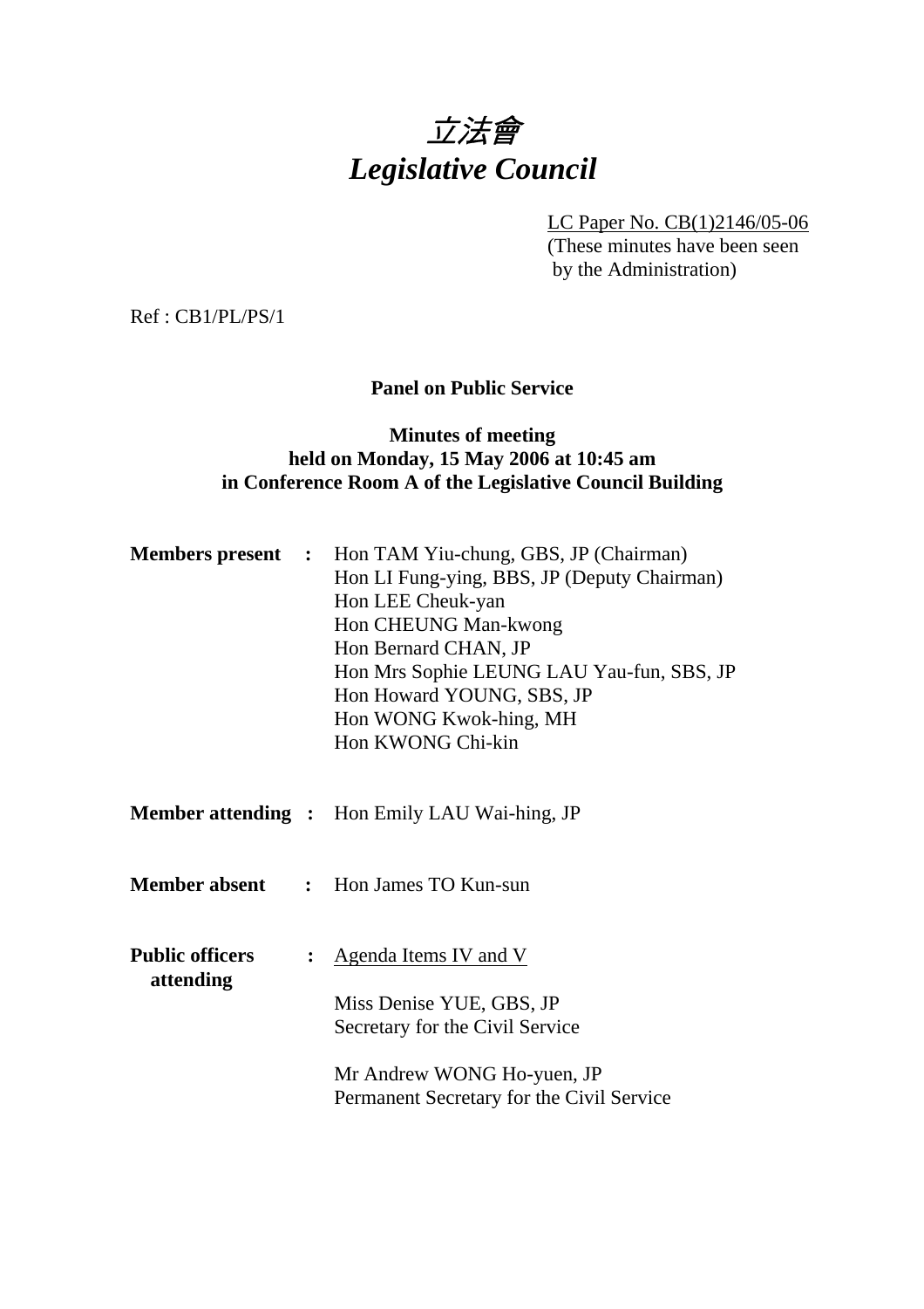# *立法會*
# *Legislative Council*

LC Paper No. CB(1)2146/05-06
(These minutes have been seen by the Administration)

Ref : CB1/PL/PS/1

**Panel on Public Service**

**Minutes of meeting**
**held on Monday, 15 May 2006 at 10:45 am**
**in Conference Room A of the Legislative Council Building**

**Members present :**
Hon TAM Yiu-chung, GBS, JP (Chairman)
Hon LI Fung-ying, BBS, JP (Deputy Chairman)
Hon LEE Cheuk-yan
Hon CHEUNG Man-kwong
Hon Bernard CHAN, JP
Hon Mrs Sophie LEUNG LAU Yau-fun, SBS, JP
Hon Howard YOUNG, SBS, JP
Hon WONG Kwok-hing, MH
Hon KWONG Chi-kin

**Member attending :** Hon Emily LAU Wai-hing, JP

**Member absent :** Hon James TO Kun-sun

**Public officers attending :**
Agenda Items IV and V

Miss Denise YUE, GBS, JP
Secretary for the Civil Service

Mr Andrew WONG Ho-yuen, JP
Permanent Secretary for the Civil Service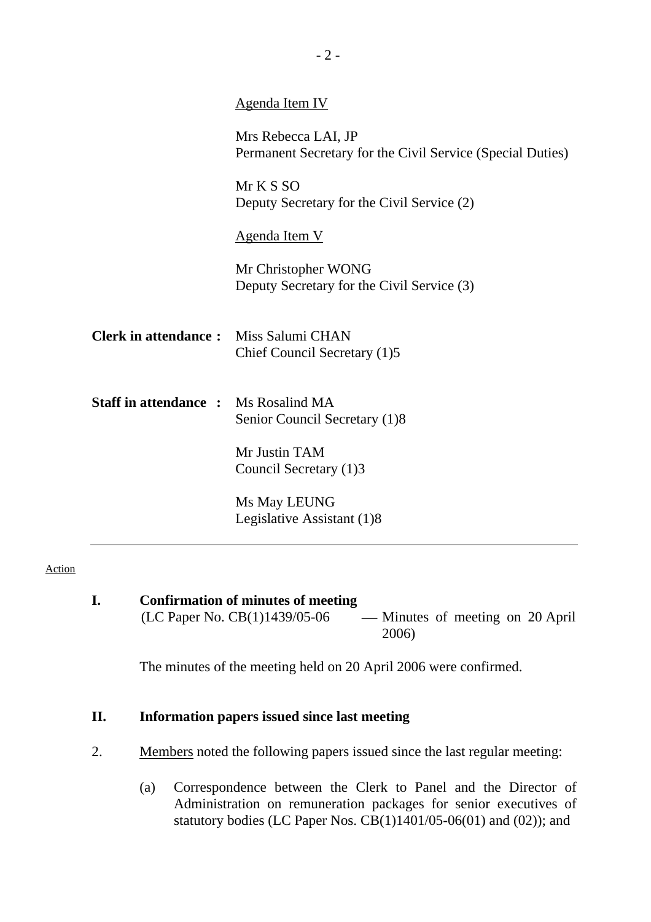<u>Agenda Item IV</u>

Mrs Rebecca LAI, JP
Permanent Secretary for the Civil Service (Special Duties)

Mr K S SO
Deputy Secretary for the Civil Service (2)

<u>Agenda Item V</u>

Mr Christopher WONG
Deputy Secretary for the Civil Service (3)

**Clerk in attendance :** Miss Salumi CHAN
Chief Council Secretary (1)5

**Staff in attendance :** Ms Rosalind MA
Senior Council Secretary (1)8

Mr Justin TAM
Council Secretary (1)3

Ms May LEUNG
Legislative Assistant (1)8

---

Action

**I. Confirmation of minutes of meeting**
(LC Paper No. CB(1)1439/05-06 — Minutes of meeting on 20 April 2006)

The minutes of the meeting held on 20 April 2006 were confirmed.

**II. Information papers issued since last meeting**

2. Members noted the following papers issued since the last regular meeting:

(a) Correspondence between the Clerk to Panel and the Director of Administration on remuneration packages for senior executives of statutory bodies (LC Paper Nos. CB(1)1401/05-06(01) and (02)); and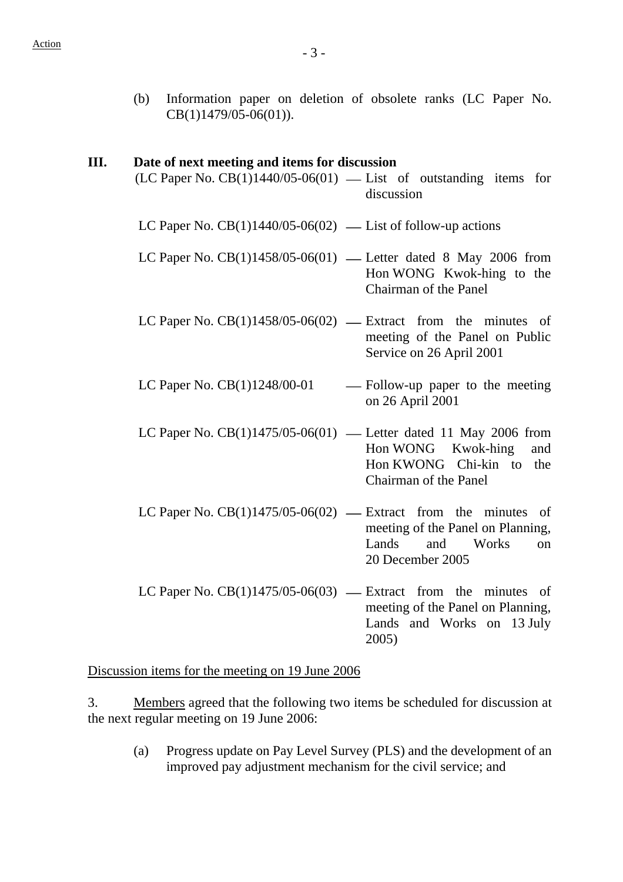(b) Information paper on deletion of obsolete ranks (LC Paper No. CB(1)1479/05-06(01)).

**III. Date of next meeting and items for discussion**

(LC Paper No. CB(1)1440/05-06(01) — List of outstanding items for discussion

LC Paper No. CB(1)1440/05-06(02) — List of follow-up actions

LC Paper No. CB(1)1458/05-06(01) — Letter dated 8 May 2006 from Hon WONG Kwok-hing to the Chairman of the Panel

LC Paper No. CB(1)1458/05-06(02) — Extract from the minutes of meeting of the Panel on Public Service on 26 April 2001

LC Paper No. CB(1)1248/00-01 — Follow-up paper to the meeting on 26 April 2001

LC Paper No. CB(1)1475/05-06(01) — Letter dated 11 May 2006 from Hon WONG Kwok-hing and Hon KWONG Chi-kin to the Chairman of the Panel

LC Paper No. CB(1)1475/05-06(02) — Extract from the minutes of meeting of the Panel on Planning, Lands and Works on 20 December 2005

LC Paper No. CB(1)1475/05-06(03) — Extract from the minutes of meeting of the Panel on Planning, Lands and Works on 13 July 2005)

Discussion items for the meeting on 19 June 2006

3. Members agreed that the following two items be scheduled for discussion at the next regular meeting on 19 June 2006:

(a) Progress update on Pay Level Survey (PLS) and the development of an improved pay adjustment mechanism for the civil service; and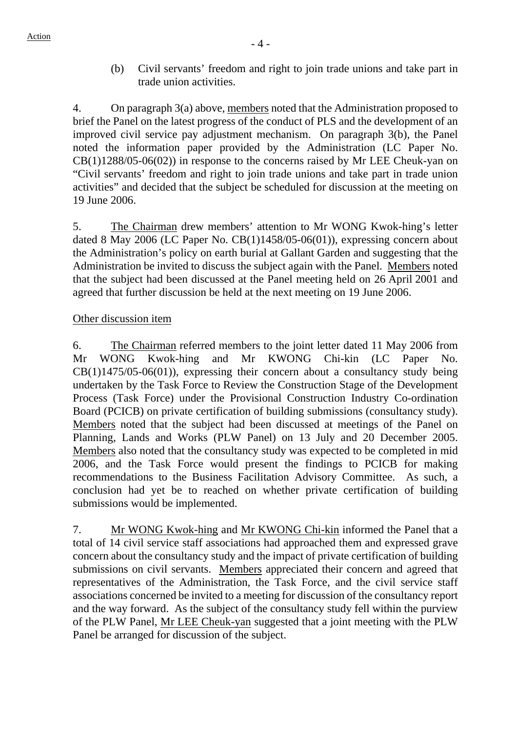(b) Civil servants' freedom and right to join trade unions and take part in trade union activities.

4. On paragraph 3(a) above, members noted that the Administration proposed to brief the Panel on the latest progress of the conduct of PLS and the development of an improved civil service pay adjustment mechanism. On paragraph 3(b), the Panel noted the information paper provided by the Administration (LC Paper No. CB(1)1288/05-06(02)) in response to the concerns raised by Mr LEE Cheuk-yan on "Civil servants' freedom and right to join trade unions and take part in trade union activities" and decided that the subject be scheduled for discussion at the meeting on 19 June 2006.

5. The Chairman drew members' attention to Mr WONG Kwok-hing's letter dated 8 May 2006 (LC Paper No. CB(1)1458/05-06(01)), expressing concern about the Administration's policy on earth burial at Gallant Garden and suggesting that the Administration be invited to discuss the subject again with the Panel. Members noted that the subject had been discussed at the Panel meeting held on 26 April 2001 and agreed that further discussion be held at the next meeting on 19 June 2006.

Other discussion item

6. The Chairman referred members to the joint letter dated 11 May 2006 from Mr WONG Kwok-hing and Mr KWONG Chi-kin (LC Paper No. CB(1)1475/05-06(01)), expressing their concern about a consultancy study being undertaken by the Task Force to Review the Construction Stage of the Development Process (Task Force) under the Provisional Construction Industry Co-ordination Board (PCICB) on private certification of building submissions (consultancy study). Members noted that the subject had been discussed at meetings of the Panel on Planning, Lands and Works (PLW Panel) on 13 July and 20 December 2005. Members also noted that the consultancy study was expected to be completed in mid 2006, and the Task Force would present the findings to PCICB for making recommendations to the Business Facilitation Advisory Committee. As such, a conclusion had yet be to reached on whether private certification of building submissions would be implemented.

7. Mr WONG Kwok-hing and Mr KWONG Chi-kin informed the Panel that a total of 14 civil service staff associations had approached them and expressed grave concern about the consultancy study and the impact of private certification of building submissions on civil servants. Members appreciated their concern and agreed that representatives of the Administration, the Task Force, and the civil service staff associations concerned be invited to a meeting for discussion of the consultancy report and the way forward. As the subject of the consultancy study fell within the purview of the PLW Panel, Mr LEE Cheuk-yan suggested that a joint meeting with the PLW Panel be arranged for discussion of the subject.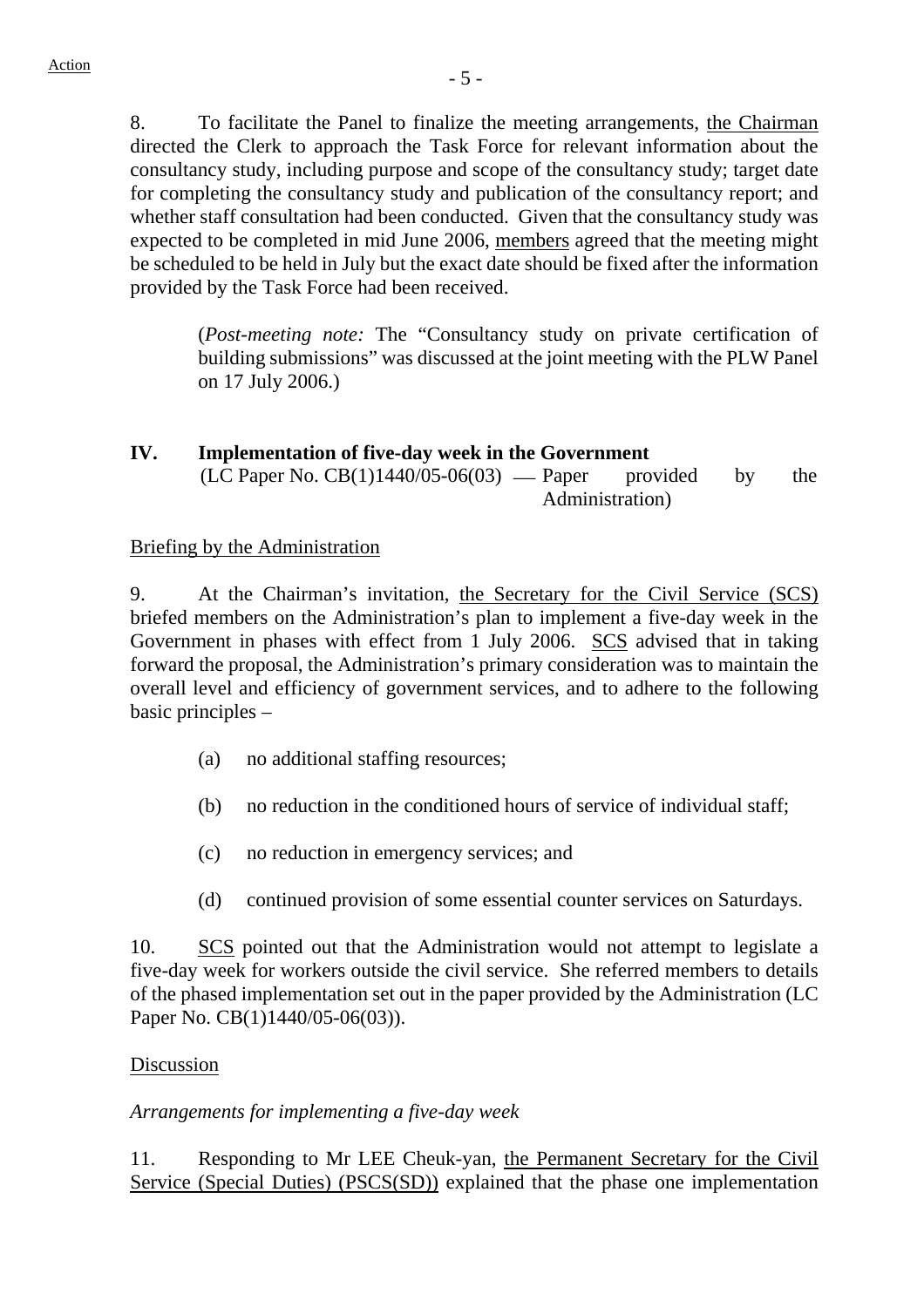8. To facilitate the Panel to finalize the meeting arrangements, <u>the Chairman</u> directed the Clerk to approach the Task Force for relevant information about the consultancy study, including purpose and scope of the consultancy study; target date for completing the consultancy study and publication of the consultancy report; and whether staff consultation had been conducted. Given that the consultancy study was expected to be completed in mid June 2006, <u>members</u> agreed that the meeting might be scheduled to be held in July but the exact date should be fixed after the information provided by the Task Force had been received.

> (*Post-meeting note:* The "Consultancy study on private certification of building submissions" was discussed at the joint meeting with the PLW Panel on 17 July 2006.)

## IV. Implementation of five-day week in the Government

(LC Paper No. CB(1)1440/05-06(03) — Paper provided by the Administration)

<u>Briefing by the Administration</u>

9. At the Chairman's invitation, <u>the Secretary for the Civil Service (SCS)</u> briefed members on the Administration's plan to implement a five-day week in the Government in phases with effect from 1 July 2006. <u>SCS</u> advised that in taking forward the proposal, the Administration's primary consideration was to maintain the overall level and efficiency of government services, and to adhere to the following basic principles –

- (a) no additional staffing resources;
- (b) no reduction in the conditioned hours of service of individual staff;
- (c) no reduction in emergency services; and
- (d) continued provision of some essential counter services on Saturdays.

10. <u>SCS</u> pointed out that the Administration would not attempt to legislate a five-day week for workers outside the civil service. She referred members to details of the phased implementation set out in the paper provided by the Administration (LC Paper No. CB(1)1440/05-06(03)).

<u>Discussion</u>

*Arrangements for implementing a five-day week*

11. Responding to Mr LEE Cheuk-yan, <u>the Permanent Secretary for the Civil Service (Special Duties) (PSCS(SD))</u> explained that the phase one implementation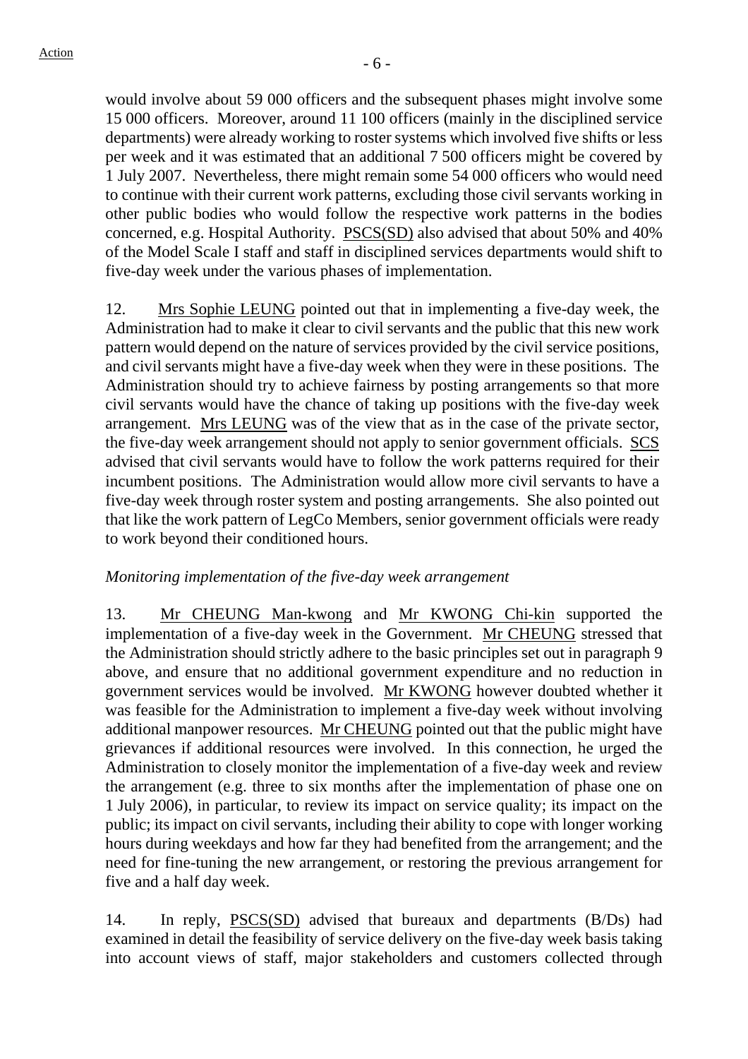would involve about 59 000 officers and the subsequent phases might involve some 15 000 officers. Moreover, around 11 100 officers (mainly in the disciplined service departments) were already working to roster systems which involved five shifts or less per week and it was estimated that an additional 7 500 officers might be covered by 1 July 2007. Nevertheless, there might remain some 54 000 officers who would need to continue with their current work patterns, excluding those civil servants working in other public bodies who would follow the respective work patterns in the bodies concerned, e.g. Hospital Authority. PSCS(SD) also advised that about 50% and 40% of the Model Scale I staff and staff in disciplined services departments would shift to five-day week under the various phases of implementation.

12. Mrs Sophie LEUNG pointed out that in implementing a five-day week, the Administration had to make it clear to civil servants and the public that this new work pattern would depend on the nature of services provided by the civil service positions, and civil servants might have a five-day week when they were in these positions. The Administration should try to achieve fairness by posting arrangements so that more civil servants would have the chance of taking up positions with the five-day week arrangement. Mrs LEUNG was of the view that as in the case of the private sector, the five-day week arrangement should not apply to senior government officials. SCS advised that civil servants would have to follow the work patterns required for their incumbent positions. The Administration would allow more civil servants to have a five-day week through roster system and posting arrangements. She also pointed out that like the work pattern of LegCo Members, senior government officials were ready to work beyond their conditioned hours.

*Monitoring implementation of the five-day week arrangement*

13. Mr CHEUNG Man-kwong and Mr KWONG Chi-kin supported the implementation of a five-day week in the Government. Mr CHEUNG stressed that the Administration should strictly adhere to the basic principles set out in paragraph 9 above, and ensure that no additional government expenditure and no reduction in government services would be involved. Mr KWONG however doubted whether it was feasible for the Administration to implement a five-day week without involving additional manpower resources. Mr CHEUNG pointed out that the public might have grievances if additional resources were involved. In this connection, he urged the Administration to closely monitor the implementation of a five-day week and review the arrangement (e.g. three to six months after the implementation of phase one on 1 July 2006), in particular, to review its impact on service quality; its impact on the public; its impact on civil servants, including their ability to cope with longer working hours during weekdays and how far they had benefited from the arrangement; and the need for fine-tuning the new arrangement, or restoring the previous arrangement for five and a half day week.

14. In reply, PSCS(SD) advised that bureaux and departments (B/Ds) had examined in detail the feasibility of service delivery on the five-day week basis taking into account views of staff, major stakeholders and customers collected through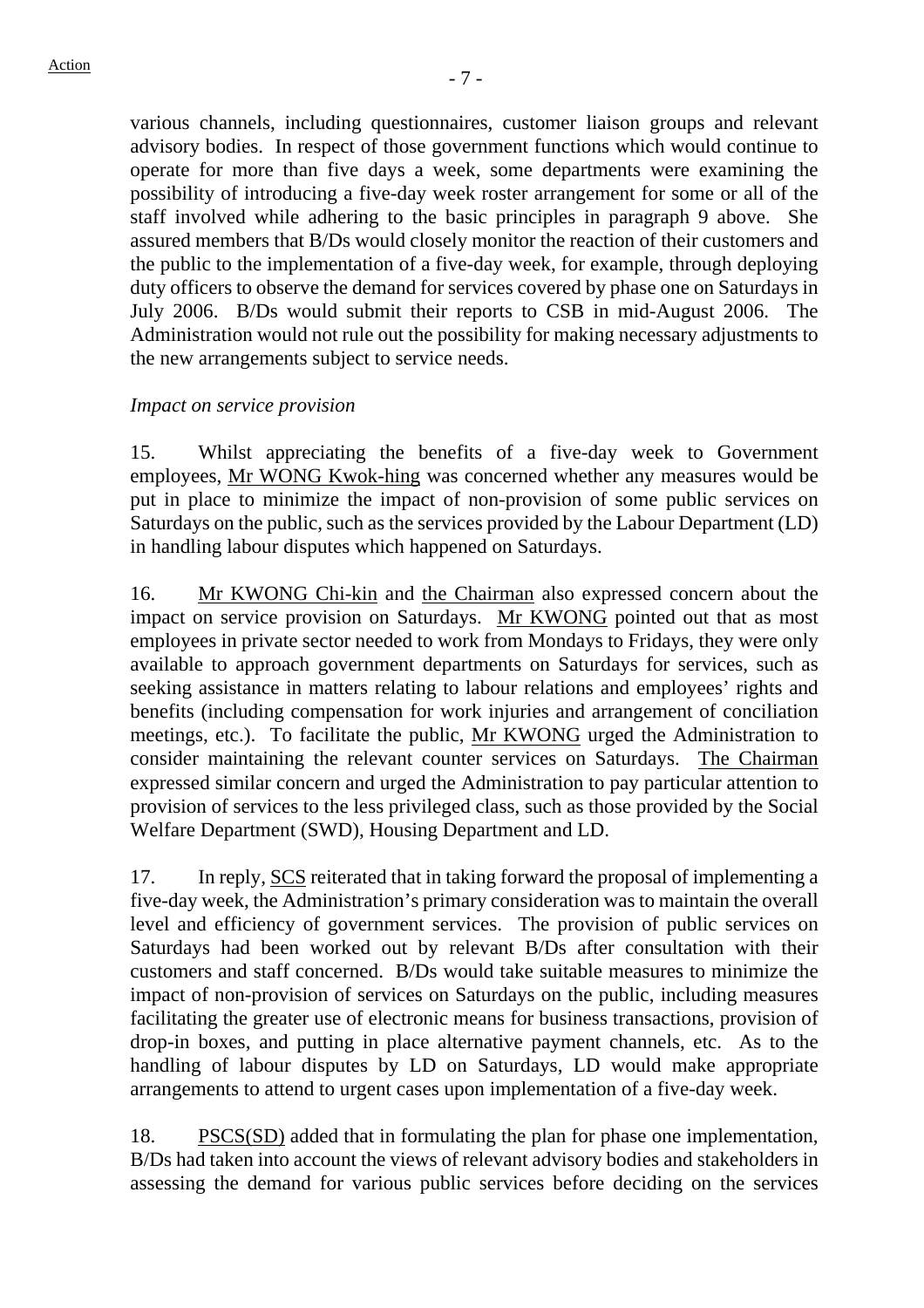various channels, including questionnaires, customer liaison groups and relevant advisory bodies. In respect of those government functions which would continue to operate for more than five days a week, some departments were examining the possibility of introducing a five-day week roster arrangement for some or all of the staff involved while adhering to the basic principles in paragraph 9 above. She assured members that B/Ds would closely monitor the reaction of their customers and the public to the implementation of a five-day week, for example, through deploying duty officers to observe the demand for services covered by phase one on Saturdays in July 2006. B/Ds would submit their reports to CSB in mid-August 2006. The Administration would not rule out the possibility for making necessary adjustments to the new arrangements subject to service needs.

*Impact on service provision*

15. Whilst appreciating the benefits of a five-day week to Government employees, Mr WONG Kwok-hing was concerned whether any measures would be put in place to minimize the impact of non-provision of some public services on Saturdays on the public, such as the services provided by the Labour Department (LD) in handling labour disputes which happened on Saturdays.

16. Mr KWONG Chi-kin and the Chairman also expressed concern about the impact on service provision on Saturdays. Mr KWONG pointed out that as most employees in private sector needed to work from Mondays to Fridays, they were only available to approach government departments on Saturdays for services, such as seeking assistance in matters relating to labour relations and employees' rights and benefits (including compensation for work injuries and arrangement of conciliation meetings, etc.). To facilitate the public, Mr KWONG urged the Administration to consider maintaining the relevant counter services on Saturdays. The Chairman expressed similar concern and urged the Administration to pay particular attention to provision of services to the less privileged class, such as those provided by the Social Welfare Department (SWD), Housing Department and LD.

17. In reply, SCS reiterated that in taking forward the proposal of implementing a five-day week, the Administration's primary consideration was to maintain the overall level and efficiency of government services. The provision of public services on Saturdays had been worked out by relevant B/Ds after consultation with their customers and staff concerned. B/Ds would take suitable measures to minimize the impact of non-provision of services on Saturdays on the public, including measures facilitating the greater use of electronic means for business transactions, provision of drop-in boxes, and putting in place alternative payment channels, etc. As to the handling of labour disputes by LD on Saturdays, LD would make appropriate arrangements to attend to urgent cases upon implementation of a five-day week.

18. PSCS(SD) added that in formulating the plan for phase one implementation, B/Ds had taken into account the views of relevant advisory bodies and stakeholders in assessing the demand for various public services before deciding on the services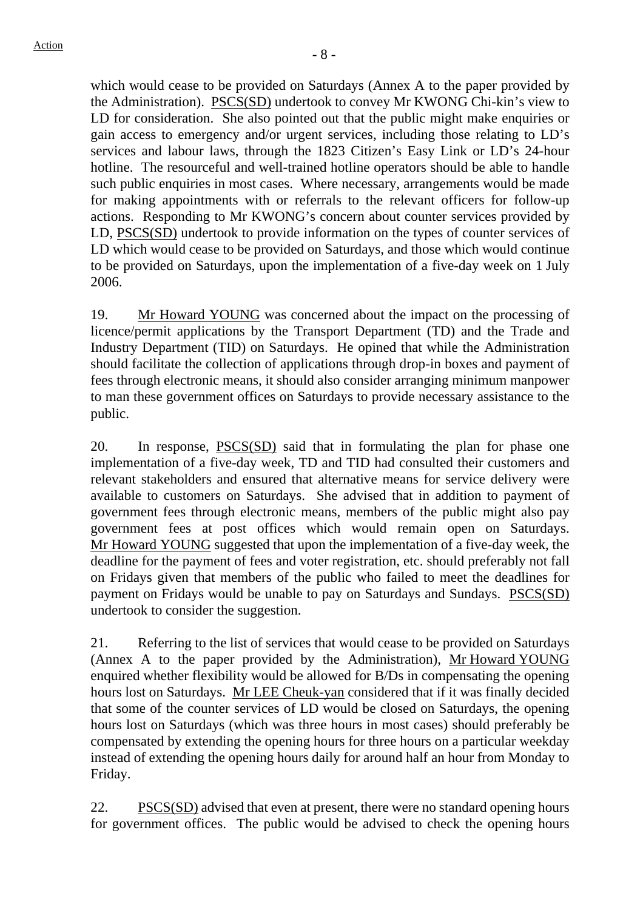which would cease to be provided on Saturdays (Annex A to the paper provided by the Administration). PSCS(SD) undertook to convey Mr KWONG Chi-kin's view to LD for consideration. She also pointed out that the public might make enquiries or gain access to emergency and/or urgent services, including those relating to LD's services and labour laws, through the 1823 Citizen's Easy Link or LD's 24-hour hotline. The resourceful and well-trained hotline operators should be able to handle such public enquiries in most cases. Where necessary, arrangements would be made for making appointments with or referrals to the relevant officers for follow-up actions. Responding to Mr KWONG's concern about counter services provided by LD, PSCS(SD) undertook to provide information on the types of counter services of LD which would cease to be provided on Saturdays, and those which would continue to be provided on Saturdays, upon the implementation of a five-day week on 1 July 2006.

19. Mr Howard YOUNG was concerned about the impact on the processing of licence/permit applications by the Transport Department (TD) and the Trade and Industry Department (TID) on Saturdays. He opined that while the Administration should facilitate the collection of applications through drop-in boxes and payment of fees through electronic means, it should also consider arranging minimum manpower to man these government offices on Saturdays to provide necessary assistance to the public.

20. In response, PSCS(SD) said that in formulating the plan for phase one implementation of a five-day week, TD and TID had consulted their customers and relevant stakeholders and ensured that alternative means for service delivery were available to customers on Saturdays. She advised that in addition to payment of government fees through electronic means, members of the public might also pay government fees at post offices which would remain open on Saturdays. Mr Howard YOUNG suggested that upon the implementation of a five-day week, the deadline for the payment of fees and voter registration, etc. should preferably not fall on Fridays given that members of the public who failed to meet the deadlines for payment on Fridays would be unable to pay on Saturdays and Sundays. PSCS(SD) undertook to consider the suggestion.

21. Referring to the list of services that would cease to be provided on Saturdays (Annex A to the paper provided by the Administration), Mr Howard YOUNG enquired whether flexibility would be allowed for B/Ds in compensating the opening hours lost on Saturdays. Mr LEE Cheuk-yan considered that if it was finally decided that some of the counter services of LD would be closed on Saturdays, the opening hours lost on Saturdays (which was three hours in most cases) should preferably be compensated by extending the opening hours for three hours on a particular weekday instead of extending the opening hours daily for around half an hour from Monday to Friday.

22. PSCS(SD) advised that even at present, there were no standard opening hours for government offices. The public would be advised to check the opening hours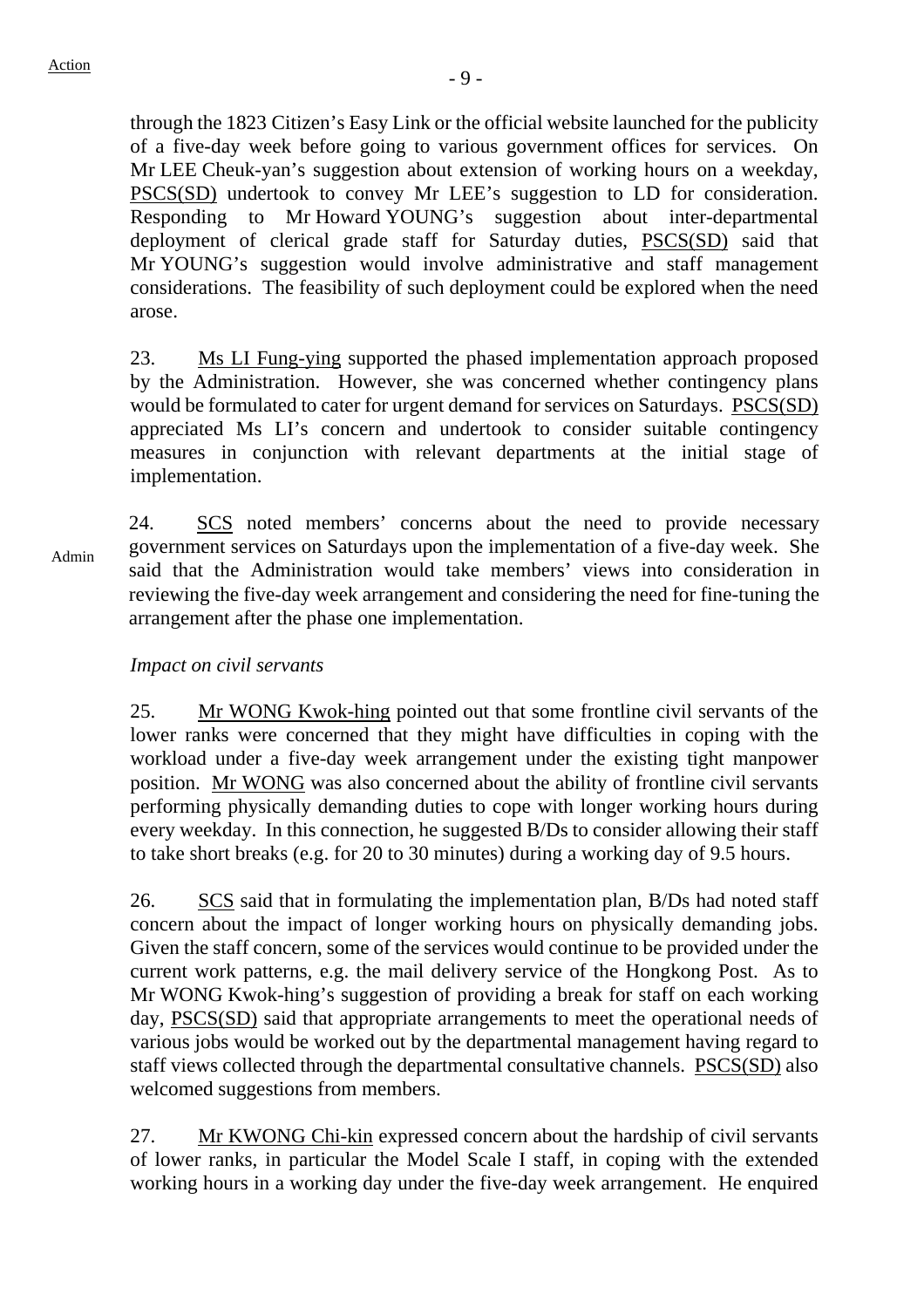through the 1823 Citizen's Easy Link or the official website launched for the publicity of a five-day week before going to various government offices for services. On Mr LEE Cheuk-yan's suggestion about extension of working hours on a weekday, PSCS(SD) undertook to convey Mr LEE's suggestion to LD for consideration. Responding to Mr Howard YOUNG's suggestion about inter-departmental deployment of clerical grade staff for Saturday duties, PSCS(SD) said that Mr YOUNG's suggestion would involve administrative and staff management considerations. The feasibility of such deployment could be explored when the need arose.

23. Ms LI Fung-ying supported the phased implementation approach proposed by the Administration. However, she was concerned whether contingency plans would be formulated to cater for urgent demand for services on Saturdays. PSCS(SD) appreciated Ms LI's concern and undertook to consider suitable contingency measures in conjunction with relevant departments at the initial stage of implementation.

Admin

24. SCS noted members' concerns about the need to provide necessary government services on Saturdays upon the implementation of a five-day week. She said that the Administration would take members' views into consideration in reviewing the five-day week arrangement and considering the need for fine-tuning the arrangement after the phase one implementation.

*Impact on civil servants*

25. Mr WONG Kwok-hing pointed out that some frontline civil servants of the lower ranks were concerned that they might have difficulties in coping with the workload under a five-day week arrangement under the existing tight manpower position. Mr WONG was also concerned about the ability of frontline civil servants performing physically demanding duties to cope with longer working hours during every weekday. In this connection, he suggested B/Ds to consider allowing their staff to take short breaks (e.g. for 20 to 30 minutes) during a working day of 9.5 hours.

26. SCS said that in formulating the implementation plan, B/Ds had noted staff concern about the impact of longer working hours on physically demanding jobs. Given the staff concern, some of the services would continue to be provided under the current work patterns, e.g. the mail delivery service of the Hongkong Post. As to Mr WONG Kwok-hing's suggestion of providing a break for staff on each working day, PSCS(SD) said that appropriate arrangements to meet the operational needs of various jobs would be worked out by the departmental management having regard to staff views collected through the departmental consultative channels. PSCS(SD) also welcomed suggestions from members.

27. Mr KWONG Chi-kin expressed concern about the hardship of civil servants of lower ranks, in particular the Model Scale I staff, in coping with the extended working hours in a working day under the five-day week arrangement. He enquired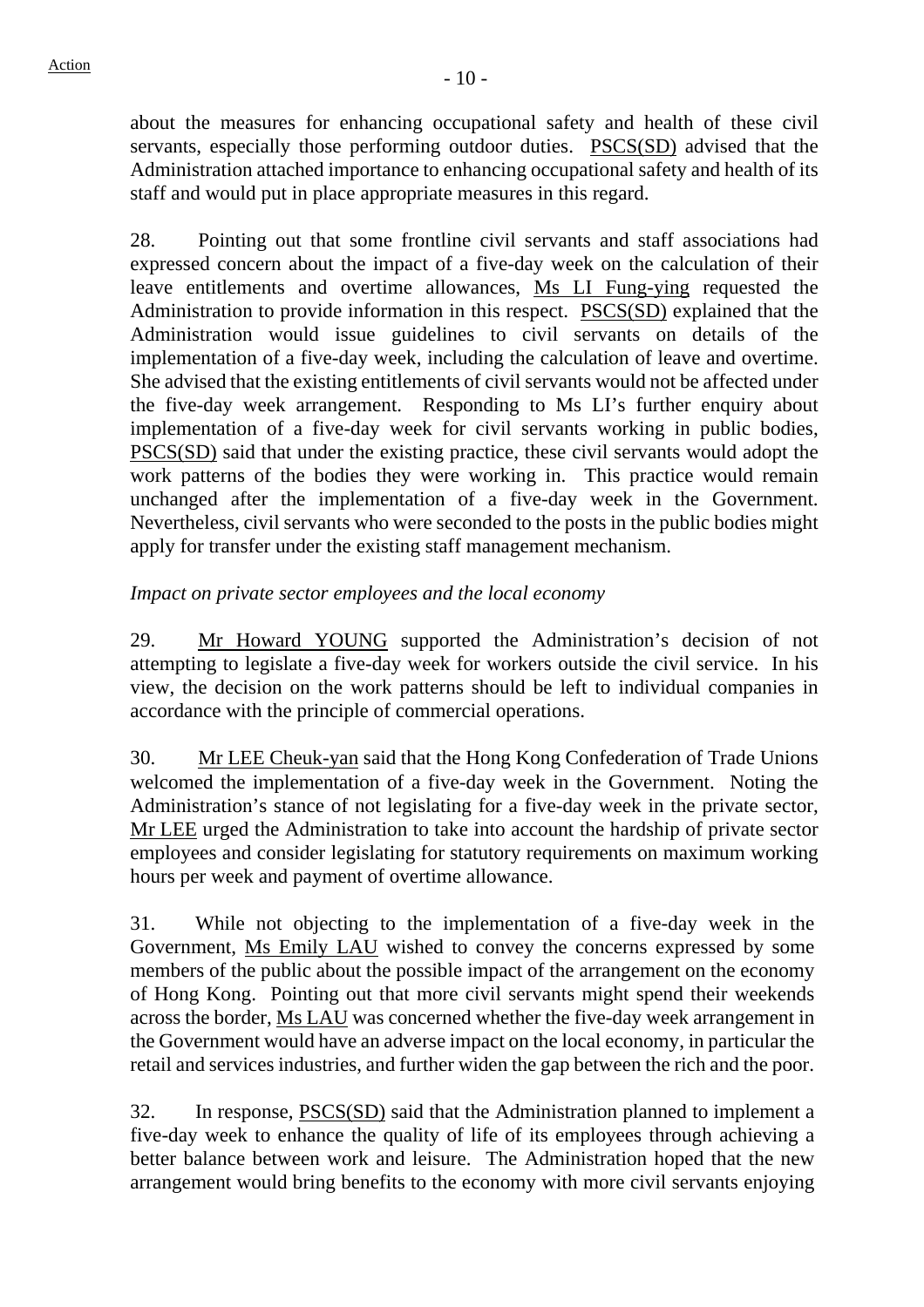about the measures for enhancing occupational safety and health of these civil servants, especially those performing outdoor duties. PSCS(SD) advised that the Administration attached importance to enhancing occupational safety and health of its staff and would put in place appropriate measures in this regard.

28. Pointing out that some frontline civil servants and staff associations had expressed concern about the impact of a five-day week on the calculation of their leave entitlements and overtime allowances, Ms LI Fung-ying requested the Administration to provide information in this respect. PSCS(SD) explained that the Administration would issue guidelines to civil servants on details of the implementation of a five-day week, including the calculation of leave and overtime. She advised that the existing entitlements of civil servants would not be affected under the five-day week arrangement. Responding to Ms LI's further enquiry about implementation of a five-day week for civil servants working in public bodies, PSCS(SD) said that under the existing practice, these civil servants would adopt the work patterns of the bodies they were working in. This practice would remain unchanged after the implementation of a five-day week in the Government. Nevertheless, civil servants who were seconded to the posts in the public bodies might apply for transfer under the existing staff management mechanism.

*Impact on private sector employees and the local economy*

29. Mr Howard YOUNG supported the Administration's decision of not attempting to legislate a five-day week for workers outside the civil service. In his view, the decision on the work patterns should be left to individual companies in accordance with the principle of commercial operations.

30. Mr LEE Cheuk-yan said that the Hong Kong Confederation of Trade Unions welcomed the implementation of a five-day week in the Government. Noting the Administration's stance of not legislating for a five-day week in the private sector, Mr LEE urged the Administration to take into account the hardship of private sector employees and consider legislating for statutory requirements on maximum working hours per week and payment of overtime allowance.

31. While not objecting to the implementation of a five-day week in the Government, Ms Emily LAU wished to convey the concerns expressed by some members of the public about the possible impact of the arrangement on the economy of Hong Kong. Pointing out that more civil servants might spend their weekends across the border, Ms LAU was concerned whether the five-day week arrangement in the Government would have an adverse impact on the local economy, in particular the retail and services industries, and further widen the gap between the rich and the poor.

32. In response, PSCS(SD) said that the Administration planned to implement a five-day week to enhance the quality of life of its employees through achieving a better balance between work and leisure. The Administration hoped that the new arrangement would bring benefits to the economy with more civil servants enjoying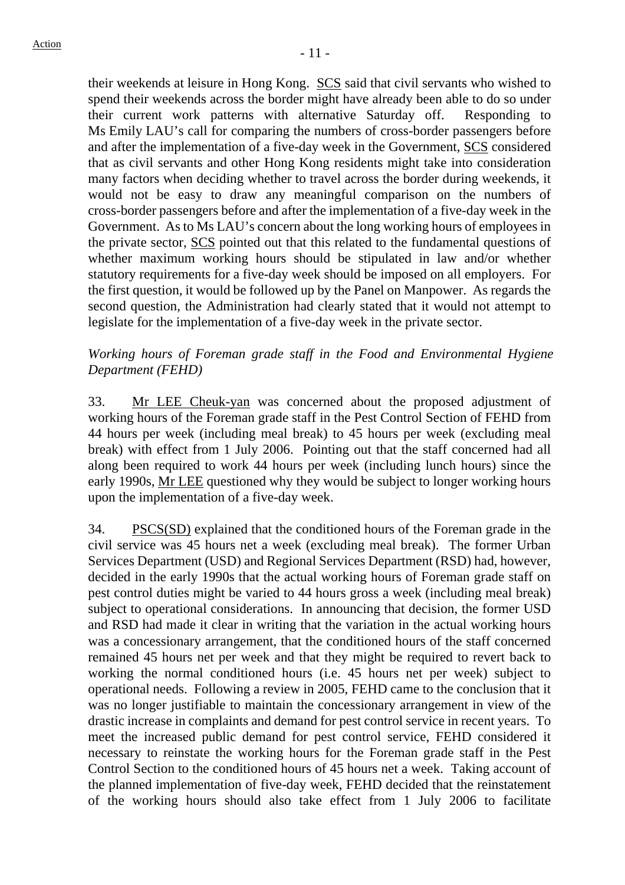their weekends at leisure in Hong Kong. SCS said that civil servants who wished to spend their weekends across the border might have already been able to do so under their current work patterns with alternative Saturday off. Responding to Ms Emily LAU's call for comparing the numbers of cross-border passengers before and after the implementation of a five-day week in the Government, SCS considered that as civil servants and other Hong Kong residents might take into consideration many factors when deciding whether to travel across the border during weekends, it would not be easy to draw any meaningful comparison on the numbers of cross-border passengers before and after the implementation of a five-day week in the Government. As to Ms LAU's concern about the long working hours of employees in the private sector, SCS pointed out that this related to the fundamental questions of whether maximum working hours should be stipulated in law and/or whether statutory requirements for a five-day week should be imposed on all employers. For the first question, it would be followed up by the Panel on Manpower. As regards the second question, the Administration had clearly stated that it would not attempt to legislate for the implementation of a five-day week in the private sector.

*Working hours of Foreman grade staff in the Food and Environmental Hygiene Department (FEHD)*

33. Mr LEE Cheuk-yan was concerned about the proposed adjustment of working hours of the Foreman grade staff in the Pest Control Section of FEHD from 44 hours per week (including meal break) to 45 hours per week (excluding meal break) with effect from 1 July 2006. Pointing out that the staff concerned had all along been required to work 44 hours per week (including lunch hours) since the early 1990s, Mr LEE questioned why they would be subject to longer working hours upon the implementation of a five-day week.

34. PSCS(SD) explained that the conditioned hours of the Foreman grade in the civil service was 45 hours net a week (excluding meal break). The former Urban Services Department (USD) and Regional Services Department (RSD) had, however, decided in the early 1990s that the actual working hours of Foreman grade staff on pest control duties might be varied to 44 hours gross a week (including meal break) subject to operational considerations. In announcing that decision, the former USD and RSD had made it clear in writing that the variation in the actual working hours was a concessionary arrangement, that the conditioned hours of the staff concerned remained 45 hours net per week and that they might be required to revert back to working the normal conditioned hours (i.e. 45 hours net per week) subject to operational needs. Following a review in 2005, FEHD came to the conclusion that it was no longer justifiable to maintain the concessionary arrangement in view of the drastic increase in complaints and demand for pest control service in recent years. To meet the increased public demand for pest control service, FEHD considered it necessary to reinstate the working hours for the Foreman grade staff in the Pest Control Section to the conditioned hours of 45 hours net a week. Taking account of the planned implementation of five-day week, FEHD decided that the reinstatement of the working hours should also take effect from 1 July 2006 to facilitate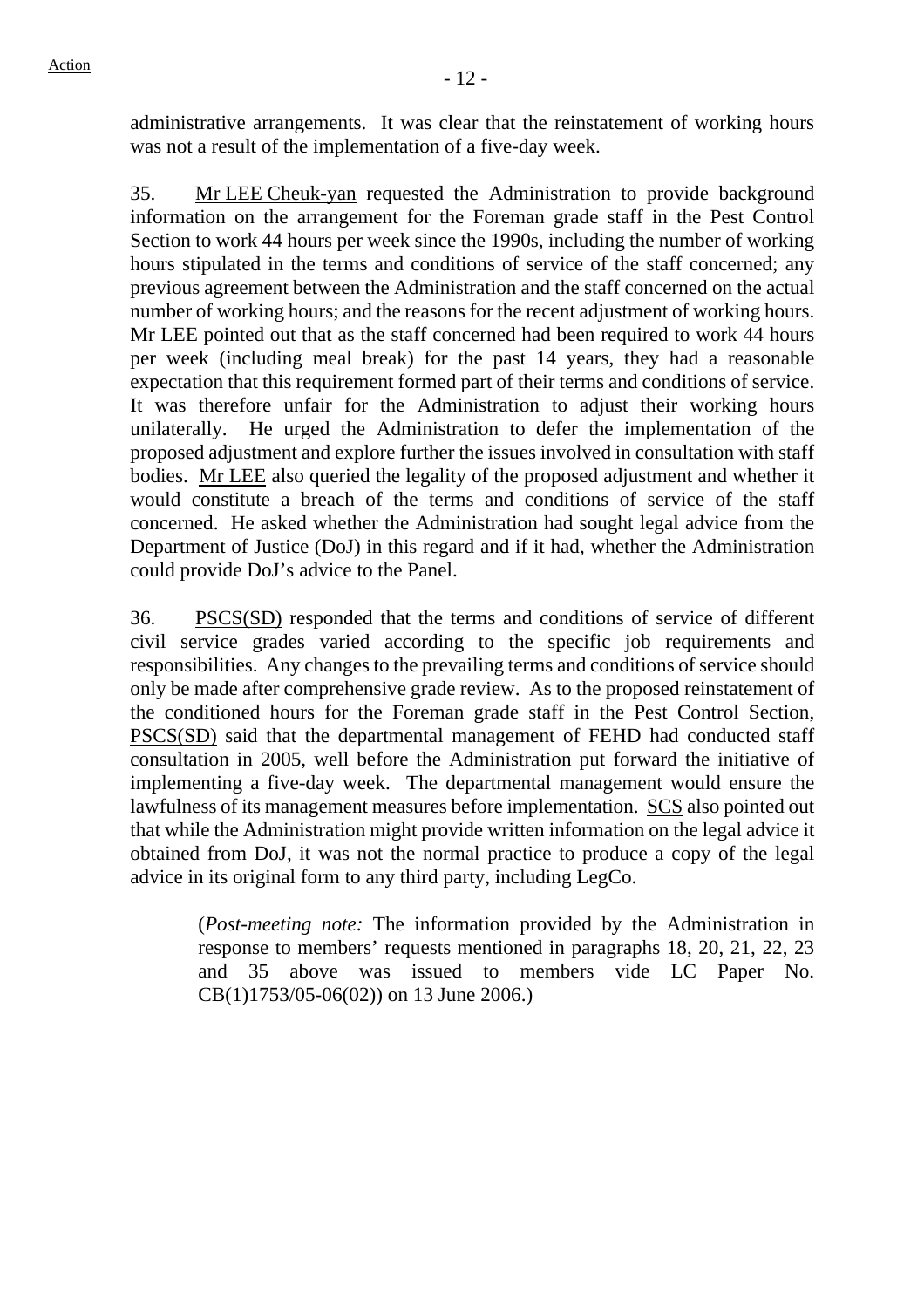administrative arrangements. It was clear that the reinstatement of working hours was not a result of the implementation of a five-day week.

35. Mr LEE Cheuk-yan requested the Administration to provide background information on the arrangement for the Foreman grade staff in the Pest Control Section to work 44 hours per week since the 1990s, including the number of working hours stipulated in the terms and conditions of service of the staff concerned; any previous agreement between the Administration and the staff concerned on the actual number of working hours; and the reasons for the recent adjustment of working hours. Mr LEE pointed out that as the staff concerned had been required to work 44 hours per week (including meal break) for the past 14 years, they had a reasonable expectation that this requirement formed part of their terms and conditions of service. It was therefore unfair for the Administration to adjust their working hours unilaterally. He urged the Administration to defer the implementation of the proposed adjustment and explore further the issues involved in consultation with staff bodies. Mr LEE also queried the legality of the proposed adjustment and whether it would constitute a breach of the terms and conditions of service of the staff concerned. He asked whether the Administration had sought legal advice from the Department of Justice (DoJ) in this regard and if it had, whether the Administration could provide DoJ's advice to the Panel.

36. PSCS(SD) responded that the terms and conditions of service of different civil service grades varied according to the specific job requirements and responsibilities. Any changes to the prevailing terms and conditions of service should only be made after comprehensive grade review. As to the proposed reinstatement of the conditioned hours for the Foreman grade staff in the Pest Control Section, PSCS(SD) said that the departmental management of FEHD had conducted staff consultation in 2005, well before the Administration put forward the initiative of implementing a five-day week. The departmental management would ensure the lawfulness of its management measures before implementation. SCS also pointed out that while the Administration might provide written information on the legal advice it obtained from DoJ, it was not the normal practice to produce a copy of the legal advice in its original form to any third party, including LegCo.

> (*Post-meeting note:* The information provided by the Administration in response to members' requests mentioned in paragraphs 18, 20, 21, 22, 23 and 35 above was issued to members vide LC Paper No. CB(1)1753/05-06(02)) on 13 June 2006.)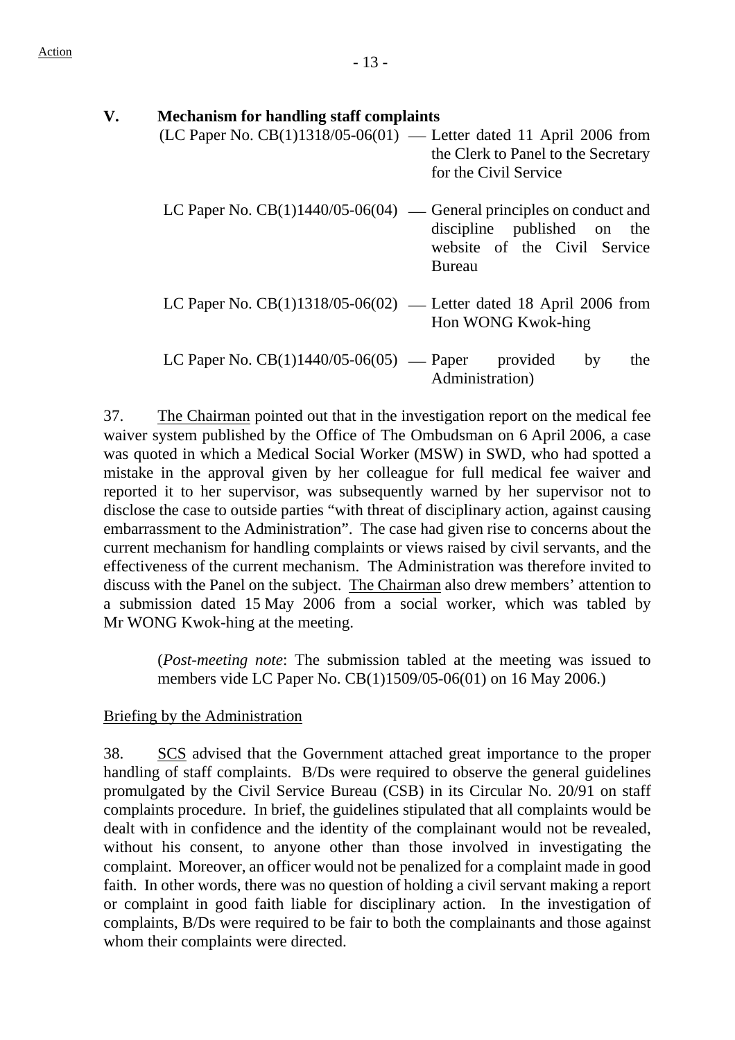Action

## V. Mechanism for handling staff complaints

(LC Paper No. CB(1)1318/05-06(01) — Letter dated 11 April 2006 from the Clerk to Panel to the Secretary for the Civil Service

LC Paper No. CB(1)1440/05-06(04) — General principles on conduct and discipline published on the website of the Civil Service Bureau

LC Paper No. CB(1)1318/05-06(02) — Letter dated 18 April 2006 from Hon WONG Kwok-hing

LC Paper No. CB(1)1440/05-06(05) — Paper provided by the Administration)

37. The Chairman pointed out that in the investigation report on the medical fee waiver system published by the Office of The Ombudsman on 6 April 2006, a case was quoted in which a Medical Social Worker (MSW) in SWD, who had spotted a mistake in the approval given by her colleague for full medical fee waiver and reported it to her supervisor, was subsequently warned by her supervisor not to disclose the case to outside parties "with threat of disciplinary action, against causing embarrassment to the Administration". The case had given rise to concerns about the current mechanism for handling complaints or views raised by civil servants, and the effectiveness of the current mechanism. The Administration was therefore invited to discuss with the Panel on the subject. The Chairman also drew members' attention to a submission dated 15 May 2006 from a social worker, which was tabled by Mr WONG Kwok-hing at the meeting.

(*Post-meeting note*: The submission tabled at the meeting was issued to members vide LC Paper No. CB(1)1509/05-06(01) on 16 May 2006.)

Briefing by the Administration

38. SCS advised that the Government attached great importance to the proper handling of staff complaints. B/Ds were required to observe the general guidelines promulgated by the Civil Service Bureau (CSB) in its Circular No. 20/91 on staff complaints procedure. In brief, the guidelines stipulated that all complaints would be dealt with in confidence and the identity of the complainant would not be revealed, without his consent, to anyone other than those involved in investigating the complaint. Moreover, an officer would not be penalized for a complaint made in good faith. In other words, there was no question of holding a civil servant making a report or complaint in good faith liable for disciplinary action. In the investigation of complaints, B/Ds were required to be fair to both the complainants and those against whom their complaints were directed.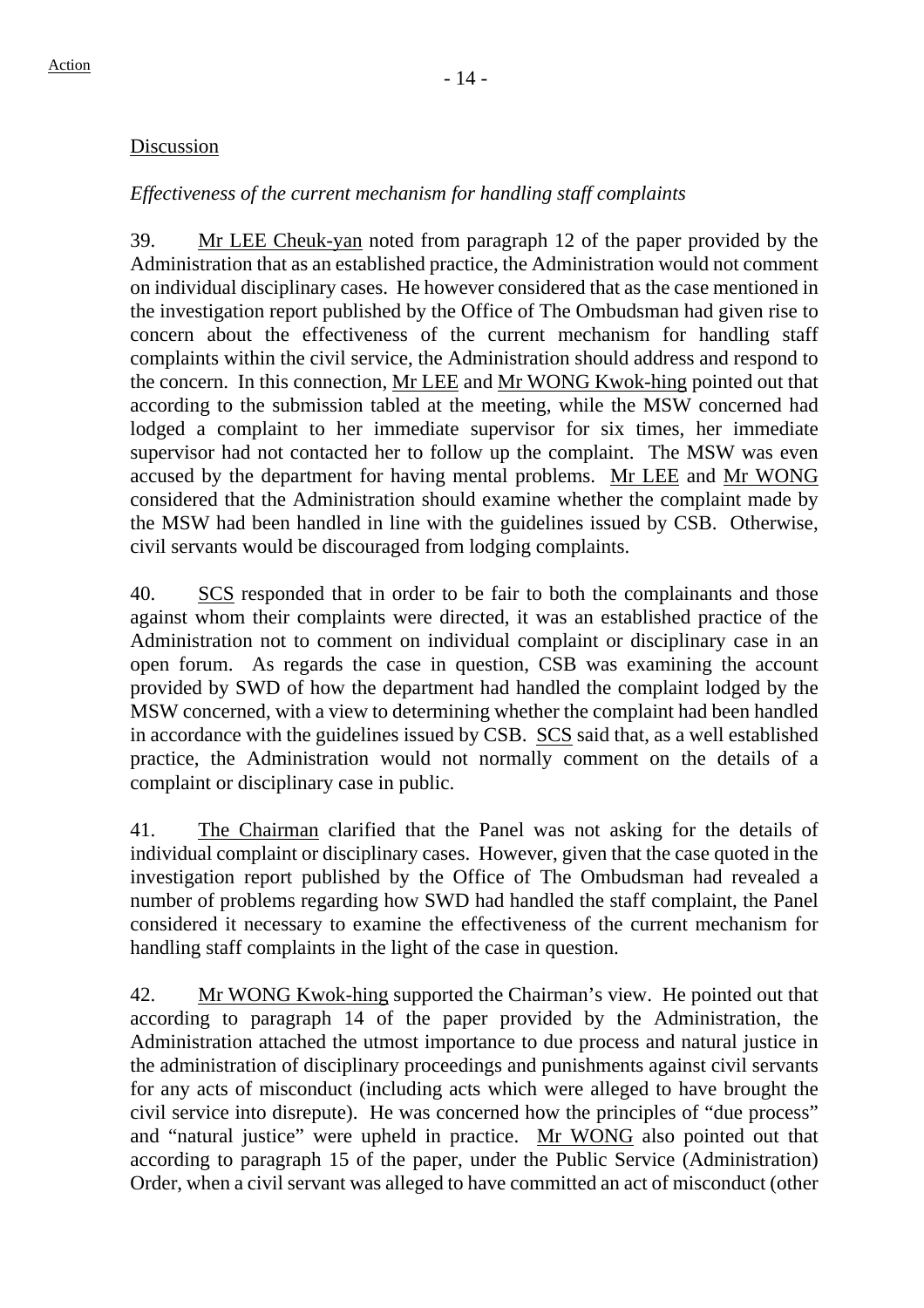Discussion

*Effectiveness of the current mechanism for handling staff complaints*

39. Mr LEE Cheuk-yan noted from paragraph 12 of the paper provided by the Administration that as an established practice, the Administration would not comment on individual disciplinary cases. He however considered that as the case mentioned in the investigation report published by the Office of The Ombudsman had given rise to concern about the effectiveness of the current mechanism for handling staff complaints within the civil service, the Administration should address and respond to the concern. In this connection, Mr LEE and Mr WONG Kwok-hing pointed out that according to the submission tabled at the meeting, while the MSW concerned had lodged a complaint to her immediate supervisor for six times, her immediate supervisor had not contacted her to follow up the complaint. The MSW was even accused by the department for having mental problems. Mr LEE and Mr WONG considered that the Administration should examine whether the complaint made by the MSW had been handled in line with the guidelines issued by CSB. Otherwise, civil servants would be discouraged from lodging complaints.

40. SCS responded that in order to be fair to both the complainants and those against whom their complaints were directed, it was an established practice of the Administration not to comment on individual complaint or disciplinary case in an open forum. As regards the case in question, CSB was examining the account provided by SWD of how the department had handled the complaint lodged by the MSW concerned, with a view to determining whether the complaint had been handled in accordance with the guidelines issued by CSB. SCS said that, as a well established practice, the Administration would not normally comment on the details of a complaint or disciplinary case in public.

41. The Chairman clarified that the Panel was not asking for the details of individual complaint or disciplinary cases. However, given that the case quoted in the investigation report published by the Office of The Ombudsman had revealed a number of problems regarding how SWD had handled the staff complaint, the Panel considered it necessary to examine the effectiveness of the current mechanism for handling staff complaints in the light of the case in question.

42. Mr WONG Kwok-hing supported the Chairman's view. He pointed out that according to paragraph 14 of the paper provided by the Administration, the Administration attached the utmost importance to due process and natural justice in the administration of disciplinary proceedings and punishments against civil servants for any acts of misconduct (including acts which were alleged to have brought the civil service into disrepute). He was concerned how the principles of "due process" and "natural justice" were upheld in practice. Mr WONG also pointed out that according to paragraph 15 of the paper, under the Public Service (Administration) Order, when a civil servant was alleged to have committed an act of misconduct (other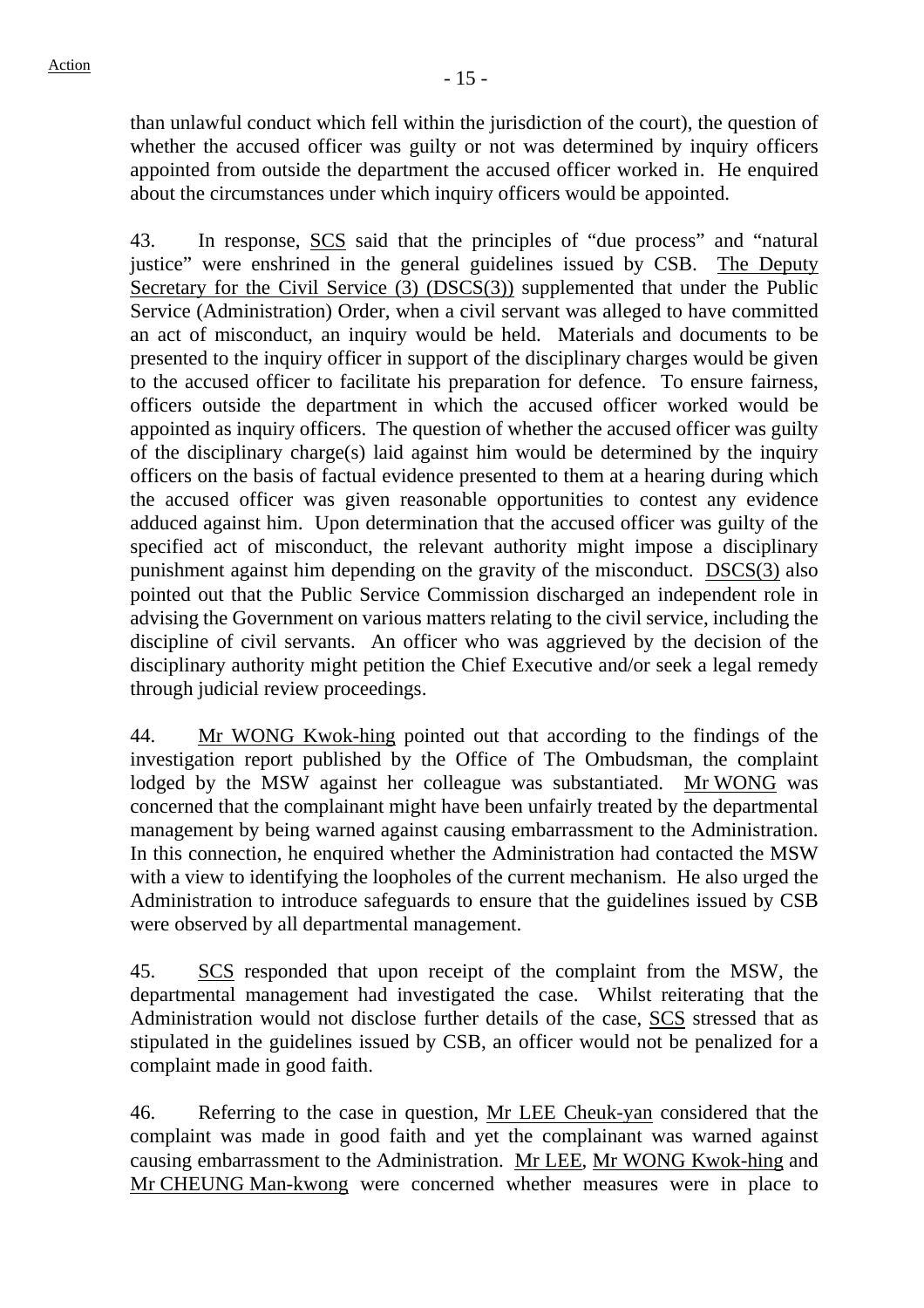than unlawful conduct which fell within the jurisdiction of the court), the question of whether the accused officer was guilty or not was determined by inquiry officers appointed from outside the department the accused officer worked in. He enquired about the circumstances under which inquiry officers would be appointed.

43. In response, SCS said that the principles of "due process" and "natural justice" were enshrined in the general guidelines issued by CSB. The Deputy Secretary for the Civil Service (3) (DSCS(3)) supplemented that under the Public Service (Administration) Order, when a civil servant was alleged to have committed an act of misconduct, an inquiry would be held. Materials and documents to be presented to the inquiry officer in support of the disciplinary charges would be given to the accused officer to facilitate his preparation for defence. To ensure fairness, officers outside the department in which the accused officer worked would be appointed as inquiry officers. The question of whether the accused officer was guilty of the disciplinary charge(s) laid against him would be determined by the inquiry officers on the basis of factual evidence presented to them at a hearing during which the accused officer was given reasonable opportunities to contest any evidence adduced against him. Upon determination that the accused officer was guilty of the specified act of misconduct, the relevant authority might impose a disciplinary punishment against him depending on the gravity of the misconduct. DSCS(3) also pointed out that the Public Service Commission discharged an independent role in advising the Government on various matters relating to the civil service, including the discipline of civil servants. An officer who was aggrieved by the decision of the disciplinary authority might petition the Chief Executive and/or seek a legal remedy through judicial review proceedings.

44. Mr WONG Kwok-hing pointed out that according to the findings of the investigation report published by the Office of The Ombudsman, the complaint lodged by the MSW against her colleague was substantiated. Mr WONG was concerned that the complainant might have been unfairly treated by the departmental management by being warned against causing embarrassment to the Administration. In this connection, he enquired whether the Administration had contacted the MSW with a view to identifying the loopholes of the current mechanism. He also urged the Administration to introduce safeguards to ensure that the guidelines issued by CSB were observed by all departmental management.

45. SCS responded that upon receipt of the complaint from the MSW, the departmental management had investigated the case. Whilst reiterating that the Administration would not disclose further details of the case, SCS stressed that as stipulated in the guidelines issued by CSB, an officer would not be penalized for a complaint made in good faith.

46. Referring to the case in question, Mr LEE Cheuk-yan considered that the complaint was made in good faith and yet the complainant was warned against causing embarrassment to the Administration. Mr LEE, Mr WONG Kwok-hing and Mr CHEUNG Man-kwong were concerned whether measures were in place to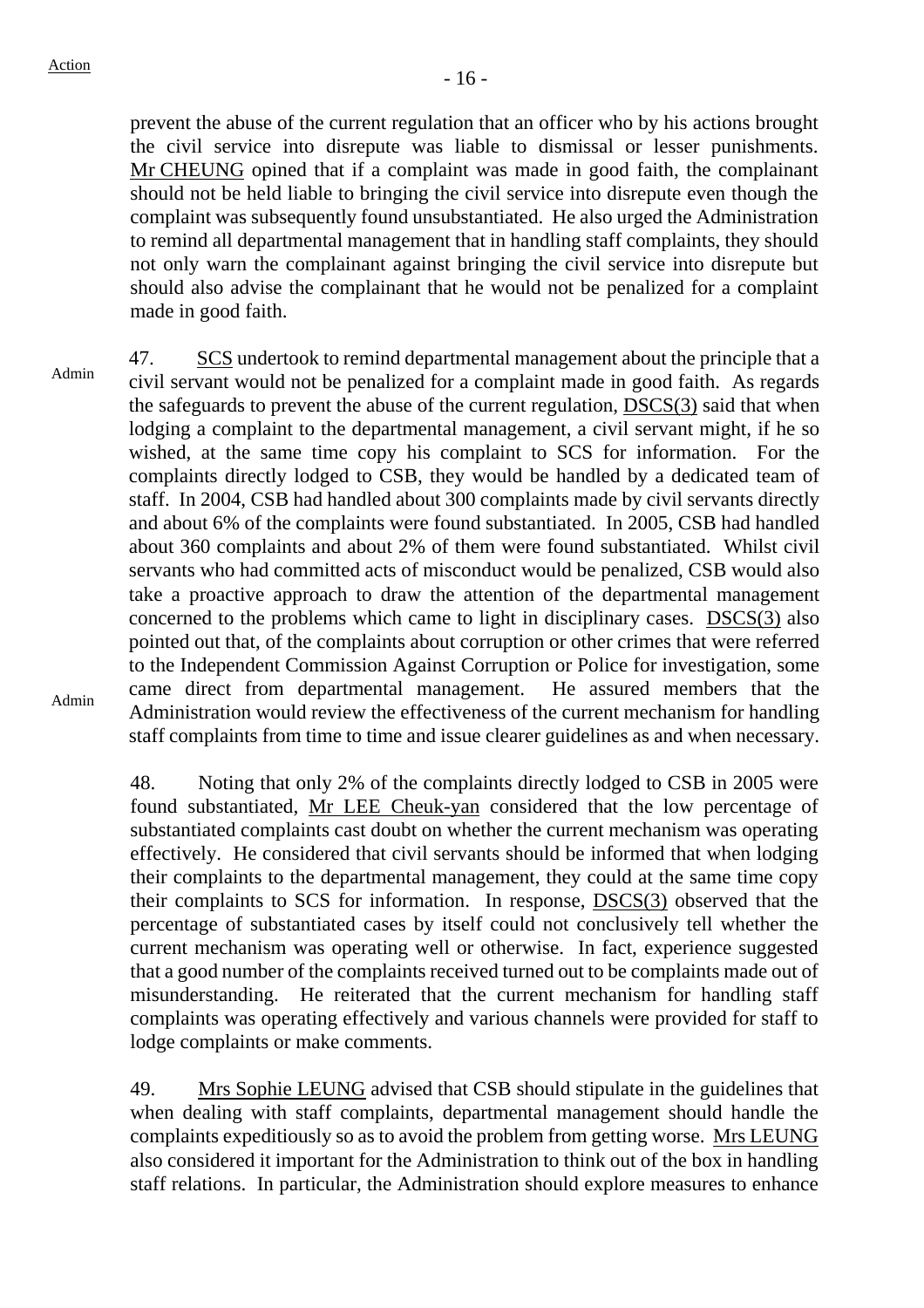prevent the abuse of the current regulation that an officer who by his actions brought the civil service into disrepute was liable to dismissal or lesser punishments. Mr CHEUNG opined that if a complaint was made in good faith, the complainant should not be held liable to bringing the civil service into disrepute even though the complaint was subsequently found unsubstantiated. He also urged the Administration to remind all departmental management that in handling staff complaints, they should not only warn the complainant against bringing the civil service into disrepute but should also advise the complainant that he would not be penalized for a complaint made in good faith.

Admin

47. SCS undertook to remind departmental management about the principle that a civil servant would not be penalized for a complaint made in good faith. As regards the safeguards to prevent the abuse of the current regulation, DSCS(3) said that when lodging a complaint to the departmental management, a civil servant might, if he so wished, at the same time copy his complaint to SCS for information. For the complaints directly lodged to CSB, they would be handled by a dedicated team of staff. In 2004, CSB had handled about 300 complaints made by civil servants directly and about 6% of the complaints were found substantiated. In 2005, CSB had handled about 360 complaints and about 2% of them were found substantiated. Whilst civil servants who had committed acts of misconduct would be penalized, CSB would also take a proactive approach to draw the attention of the departmental management concerned to the problems which came to light in disciplinary cases. DSCS(3) also pointed out that, of the complaints about corruption or other crimes that were referred to the Independent Commission Against Corruption or Police for investigation, some came direct from departmental management. He assured members that the Administration would review the effectiveness of the current mechanism for handling staff complaints from time to time and issue clearer guidelines as and when necessary.

Admin

48. Noting that only 2% of the complaints directly lodged to CSB in 2005 were found substantiated, Mr LEE Cheuk-yan considered that the low percentage of substantiated complaints cast doubt on whether the current mechanism was operating effectively. He considered that civil servants should be informed that when lodging their complaints to the departmental management, they could at the same time copy their complaints to SCS for information. In response, DSCS(3) observed that the percentage of substantiated cases by itself could not conclusively tell whether the current mechanism was operating well or otherwise. In fact, experience suggested that a good number of the complaints received turned out to be complaints made out of misunderstanding. He reiterated that the current mechanism for handling staff complaints was operating effectively and various channels were provided for staff to lodge complaints or make comments.

49. Mrs Sophie LEUNG advised that CSB should stipulate in the guidelines that when dealing with staff complaints, departmental management should handle the complaints expeditiously so as to avoid the problem from getting worse. Mrs LEUNG also considered it important for the Administration to think out of the box in handling staff relations. In particular, the Administration should explore measures to enhance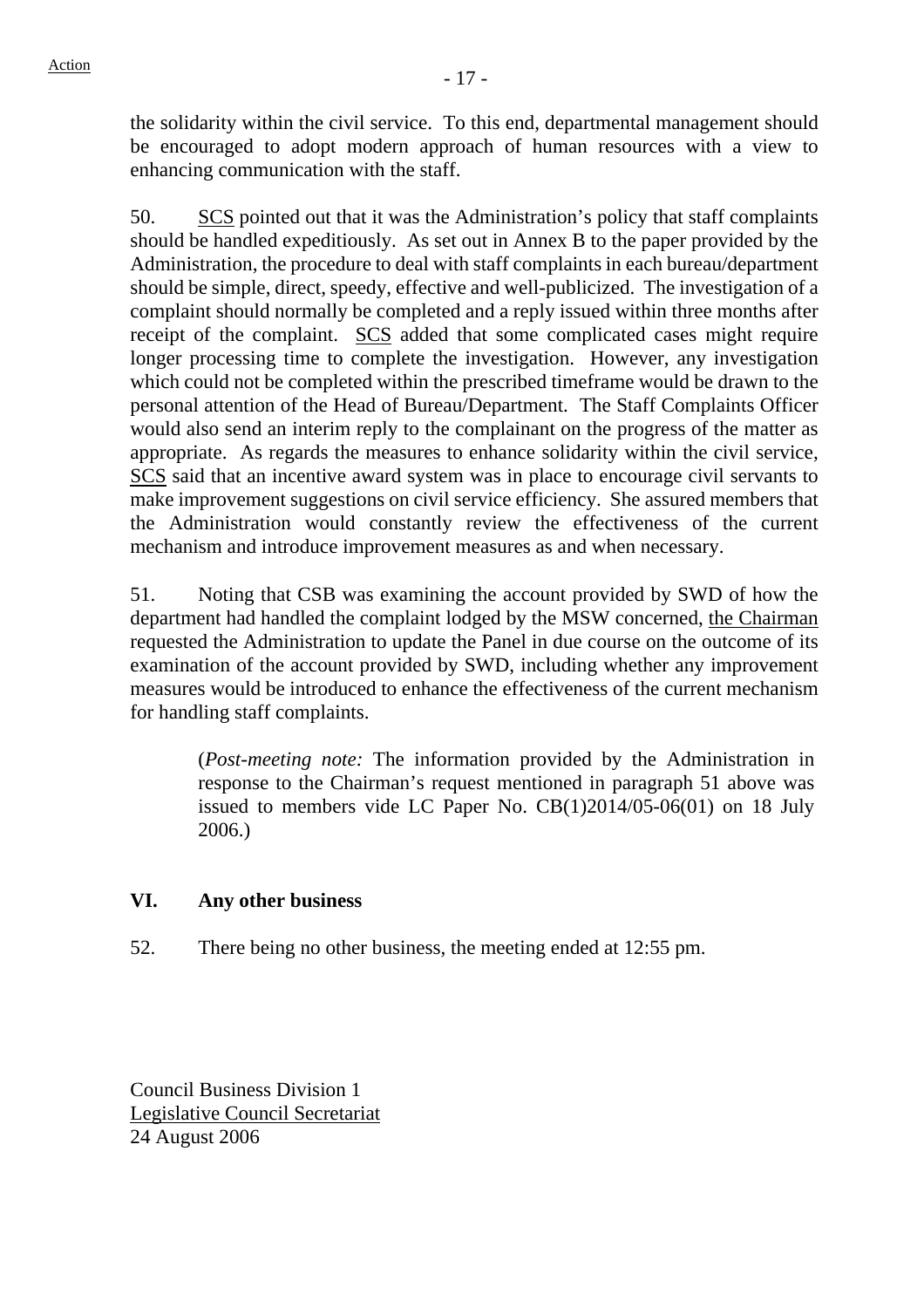the solidarity within the civil service. To this end, departmental management should be encouraged to adopt modern approach of human resources with a view to enhancing communication with the staff.

50. SCS pointed out that it was the Administration's policy that staff complaints should be handled expeditiously. As set out in Annex B to the paper provided by the Administration, the procedure to deal with staff complaints in each bureau/department should be simple, direct, speedy, effective and well-publicized. The investigation of a complaint should normally be completed and a reply issued within three months after receipt of the complaint. SCS added that some complicated cases might require longer processing time to complete the investigation. However, any investigation which could not be completed within the prescribed timeframe would be drawn to the personal attention of the Head of Bureau/Department. The Staff Complaints Officer would also send an interim reply to the complainant on the progress of the matter as appropriate. As regards the measures to enhance solidarity within the civil service, SCS said that an incentive award system was in place to encourage civil servants to make improvement suggestions on civil service efficiency. She assured members that the Administration would constantly review the effectiveness of the current mechanism and introduce improvement measures as and when necessary.

51. Noting that CSB was examining the account provided by SWD of how the department had handled the complaint lodged by the MSW concerned, the Chairman requested the Administration to update the Panel in due course on the outcome of its examination of the account provided by SWD, including whether any improvement measures would be introduced to enhance the effectiveness of the current mechanism for handling staff complaints.

> (*Post-meeting note:* The information provided by the Administration in response to the Chairman's request mentioned in paragraph 51 above was issued to members vide LC Paper No. CB(1)2014/05-06(01) on 18 July 2006.)

### VI. Any other business

52. There being no other business, the meeting ended at 12:55 pm.

Council Business Division 1
Legislative Council Secretariat
24 August 2006